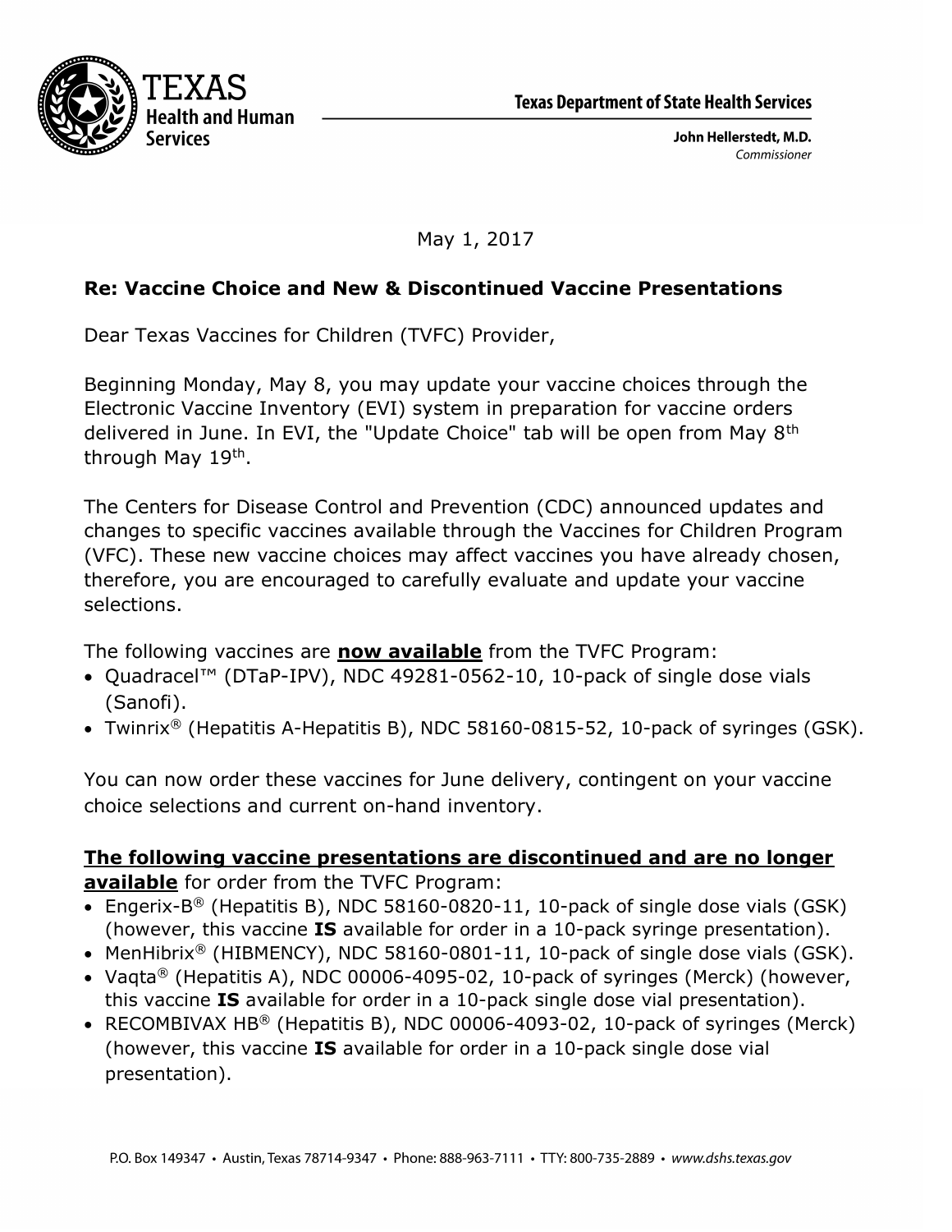TEXAS
Health and Human
Services

**Texas Department of State Health Services**

**John Hellerstedt, M.D.**
*Commissioner*

May 1, 2017

**Re: Vaccine Choice and New & Discontinued Vaccine Presentations**

Dear Texas Vaccines for Children (TVFC) Provider,

Beginning Monday, May 8, you may update your vaccine choices through the Electronic Vaccine Inventory (EVI) system in preparation for vaccine orders delivered in June. In EVI, the "Update Choice" tab will be open from May 8th through May 19th.

The Centers for Disease Control and Prevention (CDC) announced updates and changes to specific vaccines available through the Vaccines for Children Program (VFC). These new vaccine choices may affect vaccines you have already chosen, therefore, you are encouraged to carefully evaluate and update your vaccine selections.

The following vaccines are **now available** from the TVFC Program:

- Quadracel™ (DTaP-IPV), NDC 49281-0562-10, 10-pack of single dose vials (Sanofi).
- Twinrix® (Hepatitis A-Hepatitis B), NDC 58160-0815-52, 10-pack of syringes (GSK).

You can now order these vaccines for June delivery, contingent on your vaccine choice selections and current on-hand inventory.

**The following vaccine presentations are discontinued and are no longer available** for order from the TVFC Program:

- Engerix-B® (Hepatitis B), NDC 58160-0820-11, 10-pack of single dose vials (GSK) (however, this vaccine **IS** available for order in a 10-pack syringe presentation).
- MenHibrix® (HIBMENCY), NDC 58160-0801-11, 10-pack of single dose vials (GSK).
- Vaqta® (Hepatitis A), NDC 00006-4095-02, 10-pack of syringes (Merck) (however, this vaccine **IS** available for order in a 10-pack single dose vial presentation).
- RECOMBIVAX HB® (Hepatitis B), NDC 00006-4093-02, 10-pack of syringes (Merck) (however, this vaccine **IS** available for order in a 10-pack single dose vial presentation).

P.O. Box 149347 • Austin, Texas 78714-9347 • Phone: 888-963-7111 • TTY: 800-735-2889 • *www.dshs.texas.gov*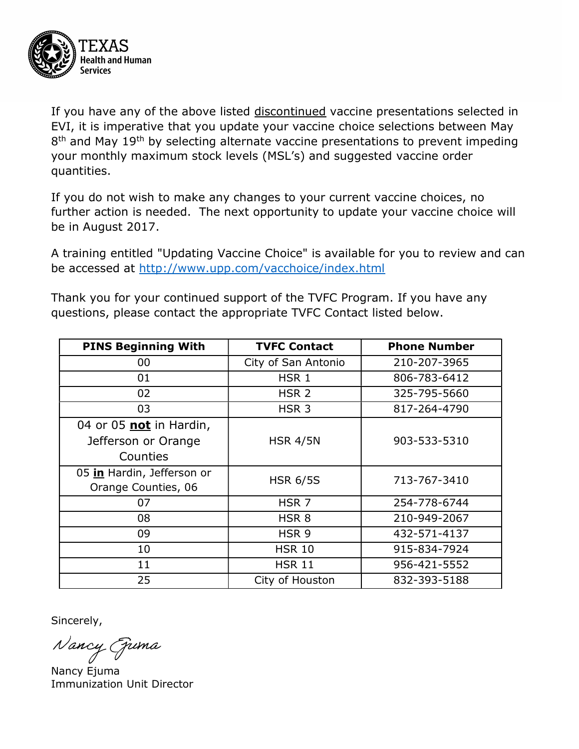If you have any of the above listed discontinued vaccine presentations selected in EVI, it is imperative that you update your vaccine choice selections between May 8th and May 19th by selecting alternate vaccine presentations to prevent impeding your monthly maximum stock levels (MSL's) and suggested vaccine order quantities.

If you do not wish to make any changes to your current vaccine choices, no further action is needed. The next opportunity to update your vaccine choice will be in August 2017.

A training entitled "Updating Vaccine Choice" is available for you to review and can be accessed at http://www.upp.com/vacchoice/index.html

Thank you for your continued support of the TVFC Program. If you have any questions, please contact the appropriate TVFC Contact listed below.

| PINS Beginning With | TVFC Contact | Phone Number |
|---|---|---|
| 00 | City of San Antonio | 210-207-3965 |
| 01 | HSR 1 | 806-783-6412 |
| 02 | HSR 2 | 325-795-5660 |
| 03 | HSR 3 | 817-264-4790 |
| 04 or 05 **not** in Hardin, Jefferson or Orange Counties | HSR 4/5N | 903-533-5310 |
| 05 **in** Hardin, Jefferson or Orange Counties, 06 | HSR 6/5S | 713-767-3410 |
| 07 | HSR 7 | 254-778-6744 |
| 08 | HSR 8 | 210-949-2067 |
| 09 | HSR 9 | 432-571-4137 |
| 10 | HSR 10 | 915-834-7924 |
| 11 | HSR 11 | 956-421-5552 |
| 25 | City of Houston | 832-393-5188 |

Sincerely,

Nancy Ejuma

Nancy Ejuma
Immunization Unit Director